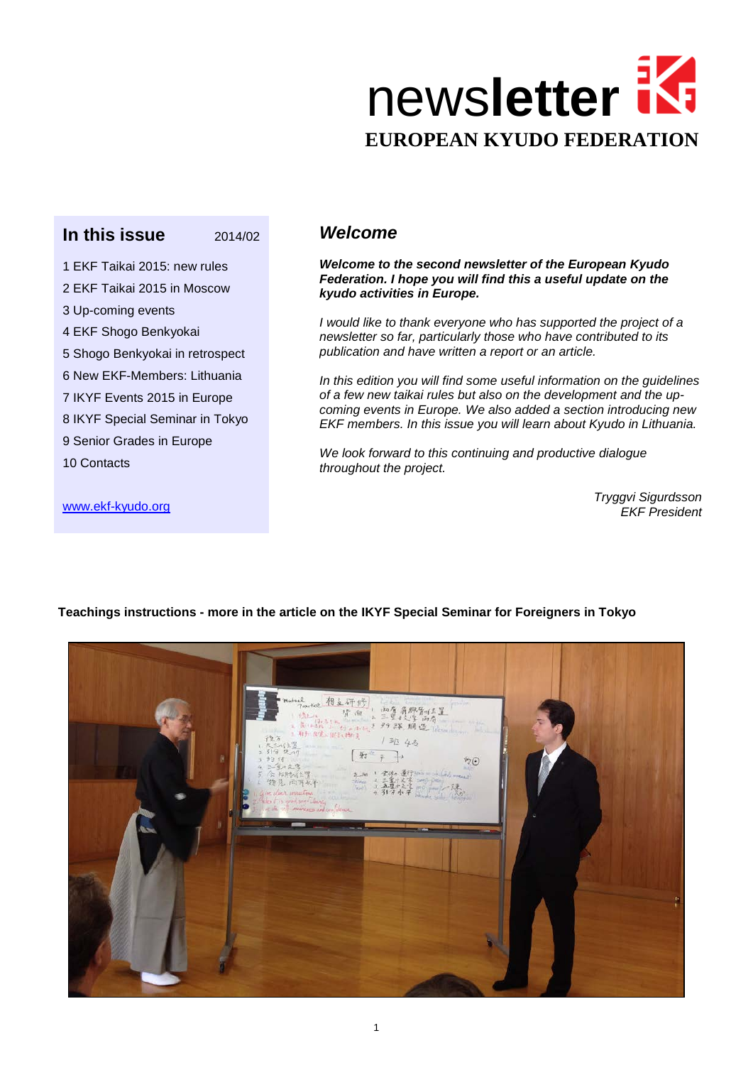# newsletter

## EUROPEAN KYUDO FEDERATION

### In this issue 2014/02

1 EKF Taikai 2015: new rules
2 EKF Taikai 2015 in Moscow
3 Up-coming events
4 EKF Shogo Benkyokai
5 Shogo Benkyokai in retrospect
6 New EKF-Members: Lithuania
7 IKYF Events 2015 in Europe
8 IKYF Special Seminar in Tokyo
9 Senior Grades in Europe
10 Contacts

www.ekf-kyudo.org

## *Welcome*

***Welcome to the second newsletter of the European Kyudo Federation. I hope you will find this a useful update on the kyudo activities in Europe.***

*I would like to thank everyone who has supported the project of a newsletter so far, particularly those who have contributed to its publication and have written a report or an article.*

*In this edition you will find some useful information on the guidelines of a few new taikai rules but also on the development and the up-coming events in Europe. We also added a section introducing new EKF members. In this issue you will learn about Kyudo in Lithuania.*

*We look forward to this continuing and productive dialogue throughout the project.*

*Tryggvi Sigurdsson*
*EKF President*

**Teachings instructions - more in the article on the IKYF Special Seminar for Foreigners in Tokyo**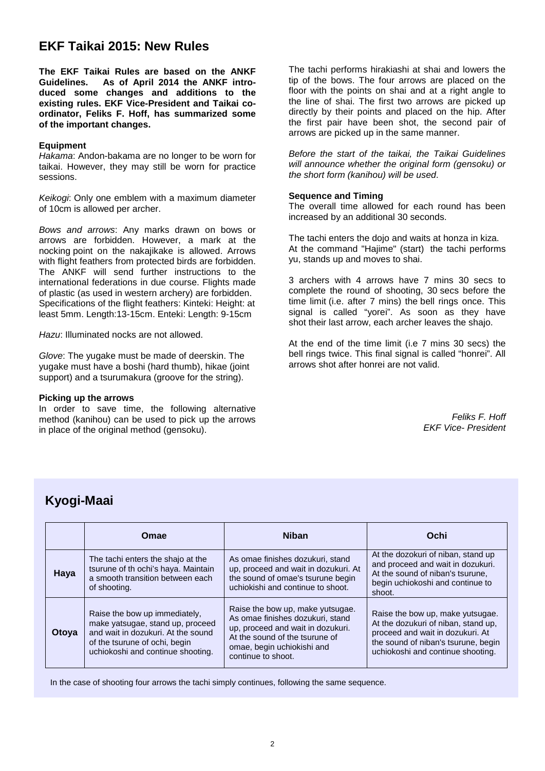## EKF Taikai 2015: New Rules

**The EKF Taikai Rules are based on the ANKF Guidelines. As of April 2014 the ANKF introduced some changes and additions to the existing rules. EKF Vice-President and Taikai co-ordinator, Feliks F. Hoff, has summarized some of the important changes.**

**Equipment**

*Hakama*: Andon-bakama are no longer to be worn for taikai. However, they may still be worn for practice sessions.

*Keikogi*: Only one emblem with a maximum diameter of 10cm is allowed per archer.

*Bows and arrows*: Any marks drawn on bows or arrows are forbidden. However, a mark at the nocking point on the nakajikake is allowed. Arrows with flight feathers from protected birds are forbidden. The ANKF will send further instructions to the international federations in due course. Flights made of plastic (as used in western archery) are forbidden. Specifications of the flight feathers: Kinteki: Height: at least 5mm. Length:13-15cm. Enteki: Length: 9-15cm

*Hazu*: Illuminated nocks are not allowed.

*Glove*: The yugake must be made of deerskin. The yugake must have a boshi (hard thumb), hikae (joint support) and a tsurumakura (groove for the string).

**Picking up the arrows**

In order to save time, the following alternative method (kanihou) can be used to pick up the arrows in place of the original method (gensoku).

The tachi performs hirakiashi at shai and lowers the tip of the bows. The four arrows are placed on the floor with the points on shai and at a right angle to the line of shai. The first two arrows are picked up directly by their points and placed on the hip. After the first pair have been shot, the second pair of arrows are picked up in the same manner.

*Before the start of the taikai, the Taikai Guidelines will announce whether the original form (gensoku) or the short form (kanihou) will be used.*

**Sequence and Timing**

The overall time allowed for each round has been increased by an additional 30 seconds.

The tachi enters the dojo and waits at honza in kiza. At the command "Hajime" (start) the tachi performs yu, stands up and moves to shai.

3 archers with 4 arrows have 7 mins 30 secs to complete the round of shooting, 30 secs before the time limit (i.e. after 7 mins) the bell rings once. This signal is called "yorei". As soon as they have shot their last arrow, each archer leaves the shajo.

At the end of the time limit (i.e 7 mins 30 secs) the bell rings twice. This final signal is called "honrei". All arrows shot after honrei are not valid.

*Feliks F. Hoff*
*EKF Vice- President*

## Kyogi-Maai

| | Omae | Niban | Ochi |
|---|---|---|---|
| **Haya** | The tachi enters the shajo at the tsurune of th ochi's haya. Maintain a smooth transition between each of shooting. | As omae finishes dozukuri, stand up, proceed and wait in dozukuri. At the sound of omae's tsurune begin uchiokishi and continue to shoot. | At the dozokuri of niban, stand up and proceed and wait in dozukuri. At the sound of niban's tsurune, begin uchiokoshi and continue to shoot. |
| **Otoya** | Raise the bow up immediately, make yatsugae, stand up, proceed and wait in dozukuri. At the sound of the tsurune of ochi, begin uchiokoshi and continue shooting. | Raise the bow up, make yutsugae. As omae finishes dozukuri, stand up, proceed and wait in dozukuri. At the sound of the tsurune of omae, begin uchiokishi and continue to shoot. | Raise the bow up, make yutsugae. At the dozukuri of niban, stand up, proceed and wait in dozukuri. At the sound of niban's tsurune, begin uchiokoshi and continue shooting. |

In the case of shooting four arrows the tachi simply continues, following the same sequence.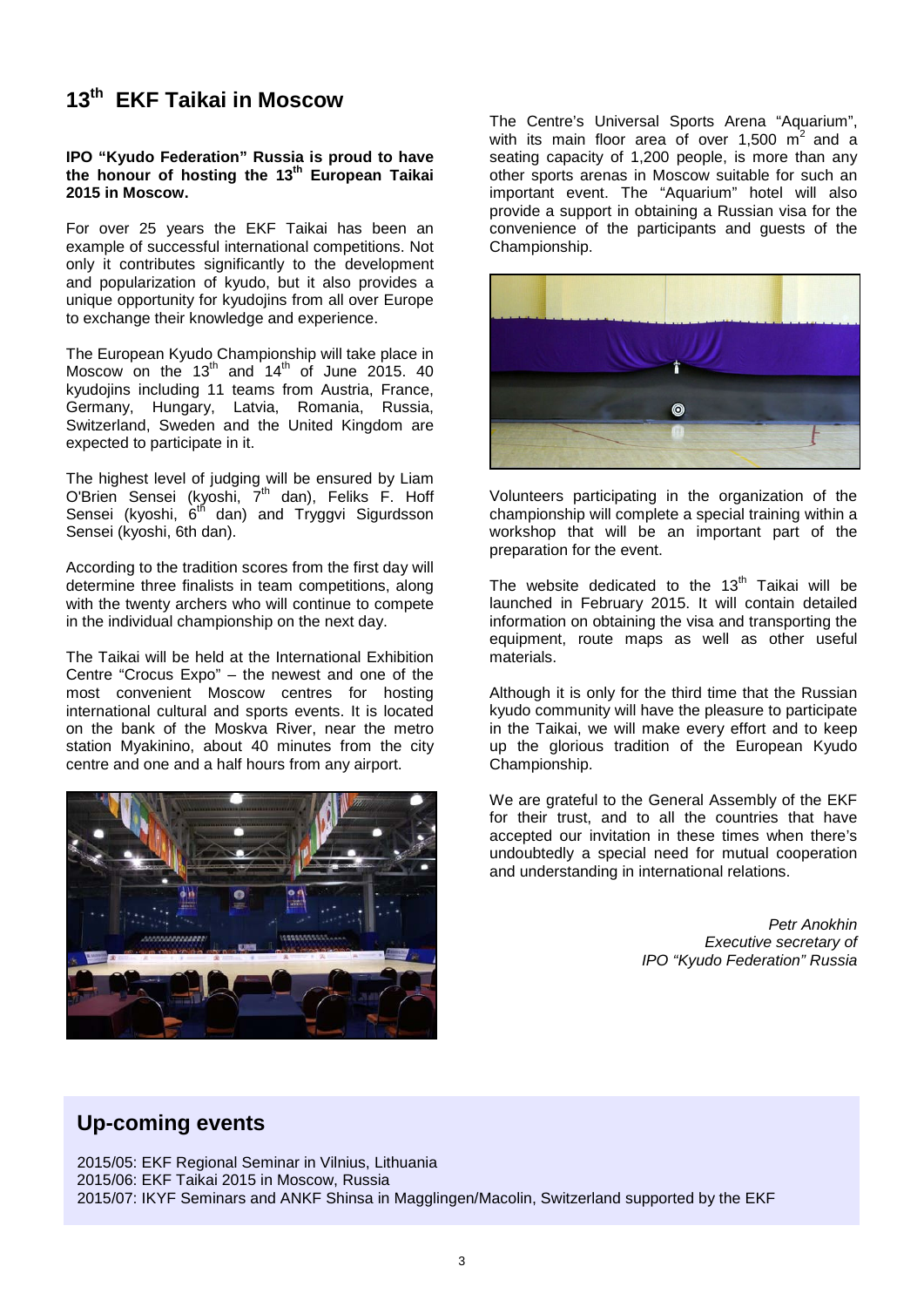# 13th EKF Taikai in Moscow

**IPO "Kyudo Federation" Russia is proud to have the honour of hosting the 13th European Taikai 2015 in Moscow.**

For over 25 years the EKF Taikai has been an example of successful international competitions. Not only it contributes significantly to the development and popularization of kyudo, but it also provides a unique opportunity for kyudojins from all over Europe to exchange their knowledge and experience.

The European Kyudo Championship will take place in Moscow on the 13th and 14th of June 2015. 40 kyudojins including 11 teams from Austria, France, Germany, Hungary, Latvia, Romania, Russia, Switzerland, Sweden and the United Kingdom are expected to participate in it.

The highest level of judging will be ensured by Liam O'Brien Sensei (kyoshi, 7th dan), Feliks F. Hoff Sensei (kyoshi, 6th dan) and Tryggvi Sigurdsson Sensei (kyoshi, 6th dan).

According to the tradition scores from the first day will determine three finalists in team competitions, along with the twenty archers who will continue to compete in the individual championship on the next day.

The Taikai will be held at the International Exhibition Centre "Crocus Expo" – the newest and one of the most convenient Moscow centres for hosting international cultural and sports events. It is located on the bank of the Moskva River, near the metro station Myakinino, about 40 minutes from the city centre and one and a half hours from any airport.

The Centre's Universal Sports Arena "Aquarium", with its main floor area of over 1,500 $m^2$ and a seating capacity of 1,200 people, is more than any other sports arenas in Moscow suitable for such an important event. The "Aquarium" hotel will also provide a support in obtaining a Russian visa for the convenience of the participants and guests of the Championship.

Volunteers participating in the organization of the championship will complete a special training within a workshop that will be an important part of the preparation for the event.

The website dedicated to the 13th Taikai will be launched in February 2015. It will contain detailed information on obtaining the visa and transporting the equipment, route maps as well as other useful materials.

Although it is only for the third time that the Russian kyudo community will have the pleasure to participate in the Taikai, we will make every effort and to keep up the glorious tradition of the European Kyudo Championship.

We are grateful to the General Assembly of the EKF for their trust, and to all the countries that have accepted our invitation in these times when there's undoubtedly a special need for mutual cooperation and understanding in international relations.

*Petr Anokhin*
*Executive secretary of*
*IPO "Kyudo Federation" Russia*

## Up-coming events

2015/05: EKF Regional Seminar in Vilnius, Lithuania
2015/06: EKF Taikai 2015 in Moscow, Russia
2015/07: IKYF Seminars and ANKF Shinsa in Magglingen/Macolin, Switzerland supported by the EKF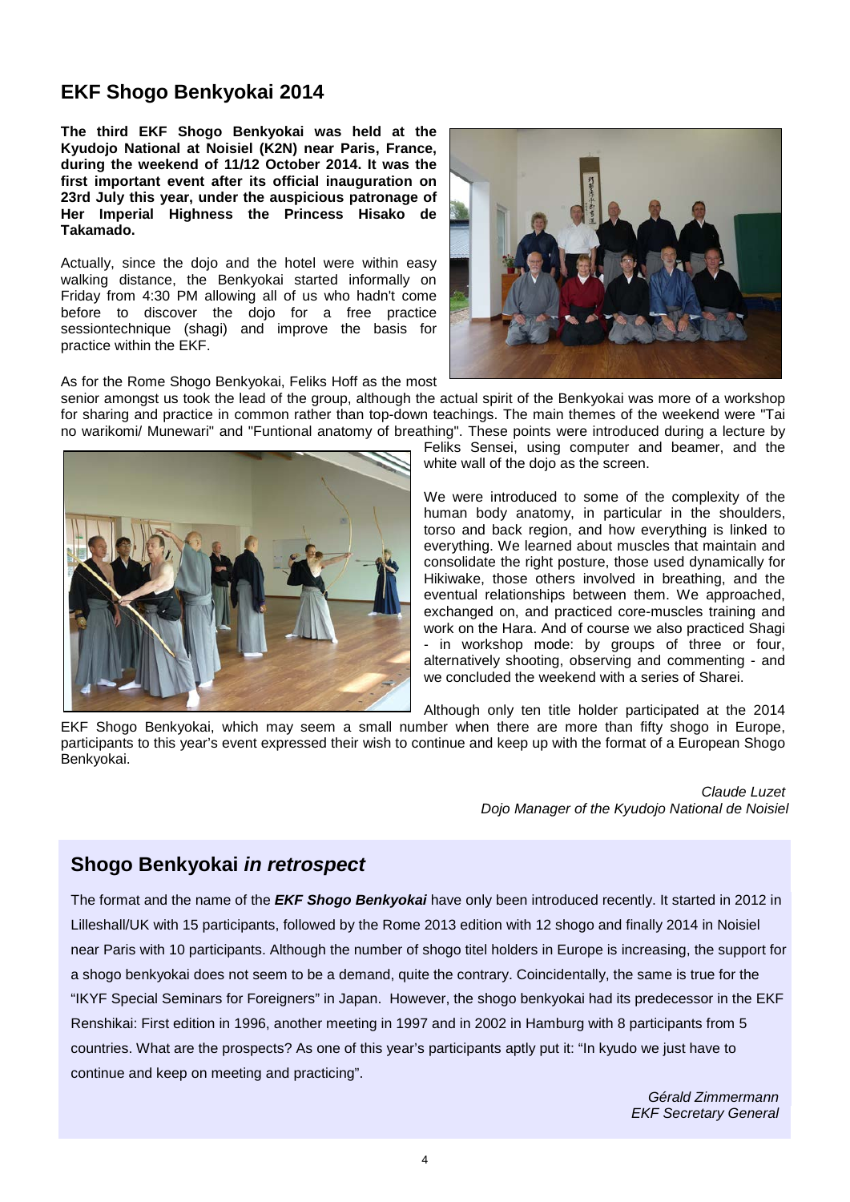## EKF Shogo Benkyokai 2014

**The third EKF Shogo Benkyokai was held at the Kyudojo National at Noisiel (K2N) near Paris, France, during the weekend of 11/12 October 2014. It was the first important event after its official inauguration on 23rd July this year, under the auspicious patronage of Her Imperial Highness the Princess Hisako de Takamado.**

Actually, since the dojo and the hotel were within easy walking distance, the Benkyokai started informally on Friday from 4:30 PM allowing all of us who hadn't come before to discover the dojo for a free practice sessiontechnique (shagi) and improve the basis for practice within the EKF.

As for the Rome Shogo Benkyokai, Feliks Hoff as the most senior amongst us took the lead of the group, although the actual spirit of the Benkyokai was more of a workshop for sharing and practice in common rather than top-down teachings. The main themes of the weekend were "Tai no warikomi/ Munewari" and "Funtional anatomy of breathing". These points were introduced during a lecture by Feliks Sensei, using computer and beamer, and the white wall of the dojo as the screen.

We were introduced to some of the complexity of the human body anatomy, in particular in the shoulders, torso and back region, and how everything is linked to everything. We learned about muscles that maintain and consolidate the right posture, those used dynamically for Hikiwake, those others involved in breathing, and the eventual relationships between them. We approached, exchanged on, and practiced core-muscles training and work on the Hara. And of course we also practiced Shagi - in workshop mode: by groups of three or four, alternatively shooting, observing and commenting - and we concluded the weekend with a series of Sharei.

Although only ten title holder participated at the 2014 EKF Shogo Benkyokai, which may seem a small number when there are more than fifty shogo in Europe, participants to this year's event expressed their wish to continue and keep up with the format of a European Shogo Benkyokai.

*Claude Luzet*
*Dojo Manager of the Kyudojo National de Noisiel*

## Shogo Benkyokai *in retrospect*

The format and the name of the ***EKF Shogo Benkyokai*** have only been introduced recently. It started in 2012 in Lilleshall/UK with 15 participants, followed by the Rome 2013 edition with 12 shogo and finally 2014 in Noisiel near Paris with 10 participants. Although the number of shogo titel holders in Europe is increasing, the support for a shogo benkyokai does not seem to be a demand, quite the contrary. Coincidentally, the same is true for the "IKYF Special Seminars for Foreigners" in Japan. However, the shogo benkyokai had its predecessor in the EKF Renshikai: First edition in 1996, another meeting in 1997 and in 2002 in Hamburg with 8 participants from 5 countries. What are the prospects? As one of this year's participants aptly put it: "In kyudo we just have to continue and keep on meeting and practicing".

*Gérald Zimmermann*
*EKF Secretary General*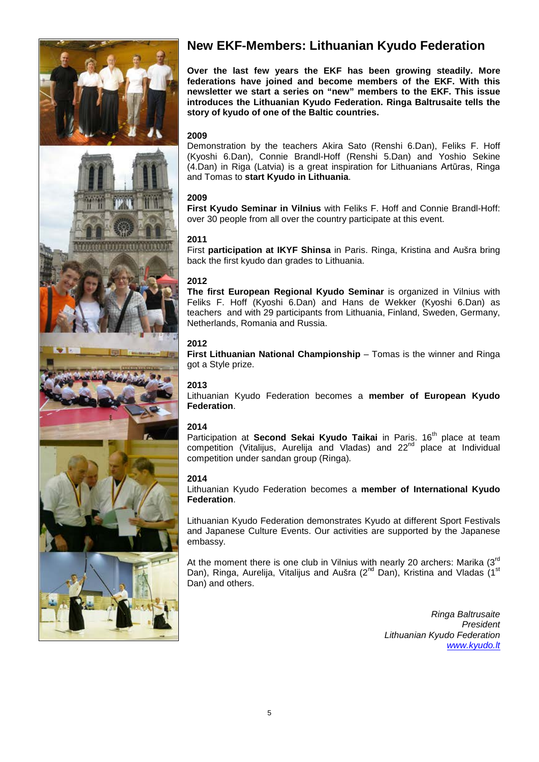# New EKF-Members: Lithuanian Kyudo Federation

**Over the last few years the EKF has been growing steadily. More federations have joined and become members of the EKF. With this newsletter we start a series on "new" members to the EKF. This issue introduces the Lithuanian Kyudo Federation. Ringa Baltrusaite tells the story of kyudo of one of the Baltic countries.**

**2009**

Demonstration by the teachers Akira Sato (Renshi 6.Dan), Feliks F. Hoff (Kyoshi 6.Dan), Connie Brandl-Hoff (Renshi 5.Dan) and Yoshio Sekine (4.Dan) in Riga (Latvia) is a great inspiration for Lithuanians Artūras, Ringa and Tomas to **start Kyudo in Lithuania**.

**2009**

**First Kyudo Seminar in Vilnius** with Feliks F. Hoff and Connie Brandl-Hoff: over 30 people from all over the country participate at this event.

**2011**

First **participation at IKYF Shinsa** in Paris. Ringa, Kristina and Aušra bring back the first kyudo dan grades to Lithuania.

**2012**

**The first European Regional Kyudo Seminar** is organized in Vilnius with Feliks F. Hoff (Kyoshi 6.Dan) and Hans de Wekker (Kyoshi 6.Dan) as teachers and with 29 participants from Lithuania, Finland, Sweden, Germany, Netherlands, Romania and Russia.

**2012**

**First Lithuanian National Championship** – Tomas is the winner and Ringa got a Style prize.

**2013**

Lithuanian Kyudo Federation becomes a **member of European Kyudo Federation**.

**2014**

Participation at **Second Sekai Kyudo Taikai** in Paris. 16th place at team competition (Vitalijus, Aurelija and Vladas) and 22nd place at Individual competition under sandan group (Ringa).

**2014**

Lithuanian Kyudo Federation becomes a **member of International Kyudo Federation**.

Lithuanian Kyudo Federation demonstrates Kyudo at different Sport Festivals and Japanese Culture Events. Our activities are supported by the Japanese embassy.

At the moment there is one club in Vilnius with nearly 20 archers: Marika (3rd Dan), Ringa, Aurelija, Vitalijus and Aušra (2nd Dan), Kristina and Vladas (1st Dan) and others.

*Ringa Baltrusaite*
*President*
*Lithuanian Kyudo Federation*
*www.kyudo.lt*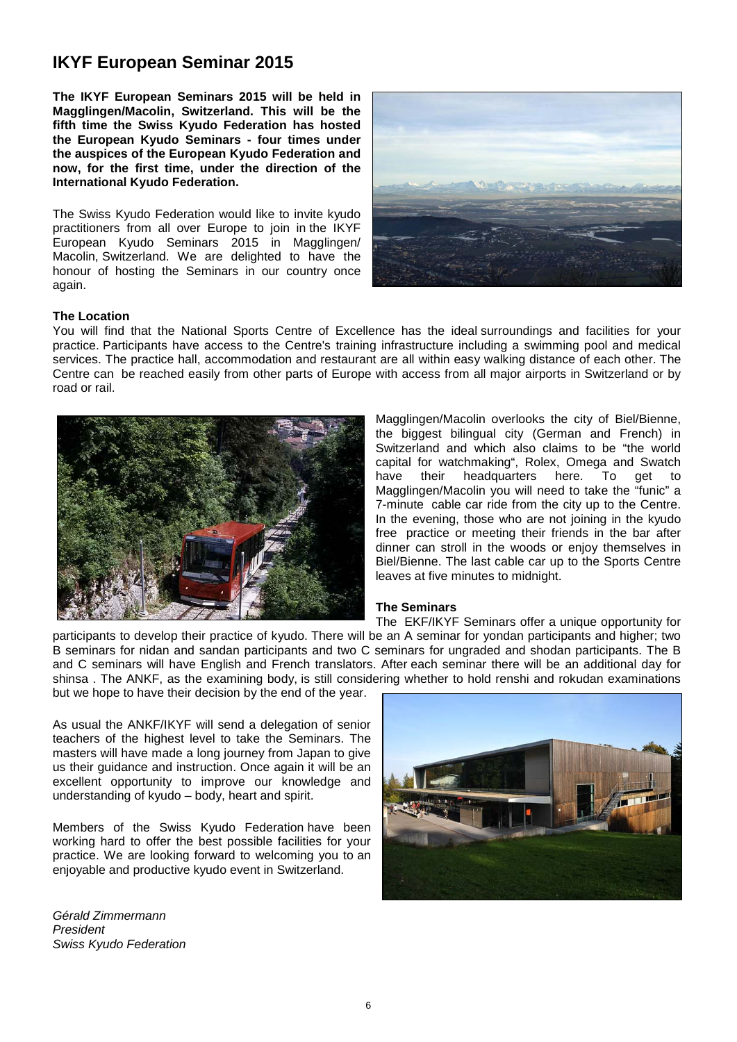# IKYF European Seminar 2015

**The IKYF European Seminars 2015 will be held in Magglingen/Macolin, Switzerland. This will be the fifth time the Swiss Kyudo Federation has hosted the European Kyudo Seminars - four times under the auspices of the European Kyudo Federation and now, for the first time, under the direction of the International Kyudo Federation.**

The Swiss Kyudo Federation would like to invite kyudo practitioners from all over Europe to join in the IKYF European Kyudo Seminars 2015 in Magglingen/ Macolin, Switzerland. We are delighted to have the honour of hosting the Seminars in our country once again.

**The Location**

You will find that the National Sports Centre of Excellence has the ideal surroundings and facilities for your practice. Participants have access to the Centre's training infrastructure including a swimming pool and medical services. The practice hall, accommodation and restaurant are all within easy walking distance of each other. The Centre can be reached easily from other parts of Europe with access from all major airports in Switzerland or by road or rail.

Magglingen/Macolin overlooks the city of Biel/Bienne, the biggest bilingual city (German and French) in Switzerland and which also claims to be "the world capital for watchmaking", Rolex, Omega and Swatch have their headquarters here. To get to Magglingen/Macolin you will need to take the "funic" a 7-minute cable car ride from the city up to the Centre. In the evening, those who are not joining in the kyudo free practice or meeting their friends in the bar after dinner can stroll in the woods or enjoy themselves in Biel/Bienne. The last cable car up to the Sports Centre leaves at five minutes to midnight.

**The Seminars**

The EKF/IKYF Seminars offer a unique opportunity for participants to develop their practice of kyudo. There will be an A seminar for yondan participants and higher; two B seminars for nidan and sandan participants and two C seminars for ungraded and shodan participants. The B and C seminars will have English and French translators. After each seminar there will be an additional day for shinsa . The ANKF, as the examining body, is still considering whether to hold renshi and rokudan examinations but we hope to have their decision by the end of the year.

As usual the ANKF/IKYF will send a delegation of senior teachers of the highest level to take the Seminars. The masters will have made a long journey from Japan to give us their guidance and instruction. Once again it will be an excellent opportunity to improve our knowledge and understanding of kyudo – body, heart and spirit.

Members of the Swiss Kyudo Federation have been working hard to offer the best possible facilities for your practice. We are looking forward to welcoming you to an enjoyable and productive kyudo event in Switzerland.

*Gérald Zimmermann*
*President*
*Swiss Kyudo Federation*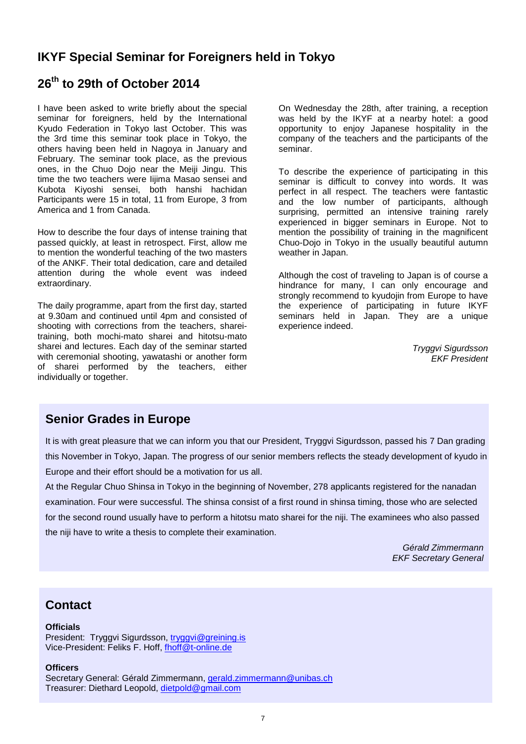## IKYF Special Seminar for Foreigners held in Tokyo

## 26th to 29th of October 2014

I have been asked to write briefly about the special seminar for foreigners, held by the International Kyudo Federation in Tokyo last October. This was the 3rd time this seminar took place in Tokyo, the others having been held in Nagoya in January and February. The seminar took place, as the previous ones, in the Chuo Dojo near the Meiji Jingu. This time the two teachers were Iijima Masao sensei and Kubota Kiyoshi sensei, both hanshi hachidan Participants were 15 in total, 11 from Europe, 3 from America and 1 from Canada.

How to describe the four days of intense training that passed quickly, at least in retrospect. First, allow me to mention the wonderful teaching of the two masters of the ANKF. Their total dedication, care and detailed attention during the whole event was indeed extraordinary.

The daily programme, apart from the first day, started at 9.30am and continued until 4pm and consisted of shooting with corrections from the teachers, sharei-training, both mochi-mato sharei and hitotsu-mato sharei and lectures. Each day of the seminar started with ceremonial shooting, yawatashi or another form of sharei performed by the teachers, either individually or together.

On Wednesday the 28th, after training, a reception was held by the IKYF at a nearby hotel: a good opportunity to enjoy Japanese hospitality in the company of the teachers and the participants of the seminar.

To describe the experience of participating in this seminar is difficult to convey into words. It was perfect in all respect. The teachers were fantastic and the low number of participants, although surprising, permitted an intensive training rarely experienced in bigger seminars in Europe. Not to mention the possibility of training in the magnificent Chuo-Dojo in Tokyo in the usually beautiful autumn weather in Japan.

Although the cost of traveling to Japan is of course a hindrance for many, I can only encourage and strongly recommend to kyudojin from Europe to have the experience of participating in future IKYF seminars held in Japan. They are a unique experience indeed.

*Tryggvi Sigurdsson*
*EKF President*

## Senior Grades in Europe

It is with great pleasure that we can inform you that our President, Tryggvi Sigurdsson, passed his 7 Dan grading this November in Tokyo, Japan. The progress of our senior members reflects the steady development of kyudo in Europe and their effort should be a motivation for us all.

At the Regular Chuo Shinsa in Tokyo in the beginning of November, 278 applicants registered for the nanadan examination. Four were successful. The shinsa consist of a first round in shinsa timing, those who are selected for the second round usually have to perform a hitotsu mato sharei for the niji. The examinees who also passed the niji have to write a thesis to complete their examination.

*Gérald Zimmermann*
*EKF Secretary General*

## Contact

**Officials**
President: Tryggvi Sigurdsson, tryggvi@greining.is
Vice-President: Feliks F. Hoff, fhoff@t-online.de

**Officers**
Secretary General: Gérald Zimmermann, gerald.zimmermann@unibas.ch
Treasurer: Diethard Leopold, dietpold@gmail.com